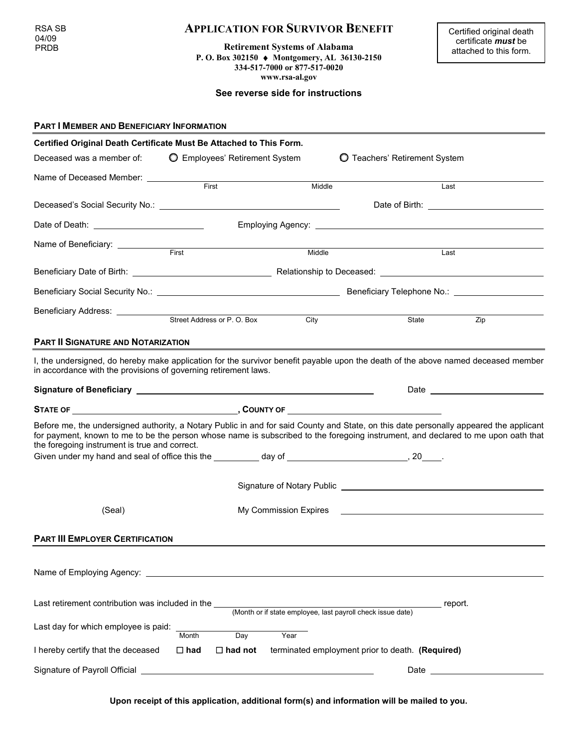RSA SB
04/09
PRDB

# APPLICATION FOR SURVIVOR BENEFIT

**Retirement Systems of Alabama**
**P. O. Box 302150 ♦ Montgomery, AL 36130-2150**
**334-517-7000 or 877-517-0020**
**www.rsa-al.gov**

Certified original death certificate ***must*** be attached to this form.

**See reverse side for instructions**

## PART I MEMBER AND BENEFICIARY INFORMATION

**Certified Original Death Certificate Must Be Attached to This Form.**

Deceased was a member of: ○ Employees' Retirement System ○ Teachers' Retirement System

Name of Deceased Member: ______________________________
First Middle Last

Deceased's Social Security No.: ______________________ Date of Birth: ______________

Date of Death: ______________ Employing Agency: ______________________________

Name of Beneficiary: ______________________________
First Middle Last

Beneficiary Date of Birth: ______________ Relationship to Deceased: ______________

Beneficiary Social Security No.: ______________________ Beneficiary Telephone No.: ______________

Beneficiary Address: ______________________________
Street Address or P. O. Box City State Zip

## PART II SIGNATURE AND NOTARIZATION

I, the undersigned, do hereby make application for the survivor benefit payable upon the death of the above named deceased member in accordance with the provisions of governing retirement laws.

**Signature of Beneficiary** ______________________________ Date ______________

**STATE OF** ______________________, **COUNTY OF** ______________________

Before me, the undersigned authority, a Notary Public in and for said County and State, on this date personally appeared the applicant for payment, known to me to be the person whose name is subscribed to the foregoing instrument, and declared to me upon oath that the foregoing instrument is true and correct.
Given under my hand and seal of office this the ________ day of ______________________, 20____.

Signature of Notary Public ______________________________

(Seal) My Commission Expires ______________________________

## PART III EMPLOYER CERTIFICATION

Name of Employing Agency: ______________________________

Last retirement contribution was included in the ______________________________ report.
(Month or if state employee, last payroll check issue date)

Last day for which employee is paid: ______________
Month Day Year

I hereby certify that the deceased ☐ **had** ☐ **had not** terminated employment prior to death. **(Required)**

Signature of Payroll Official ______________________________ Date ______________

**Upon receipt of this application, additional form(s) and information will be mailed to you.**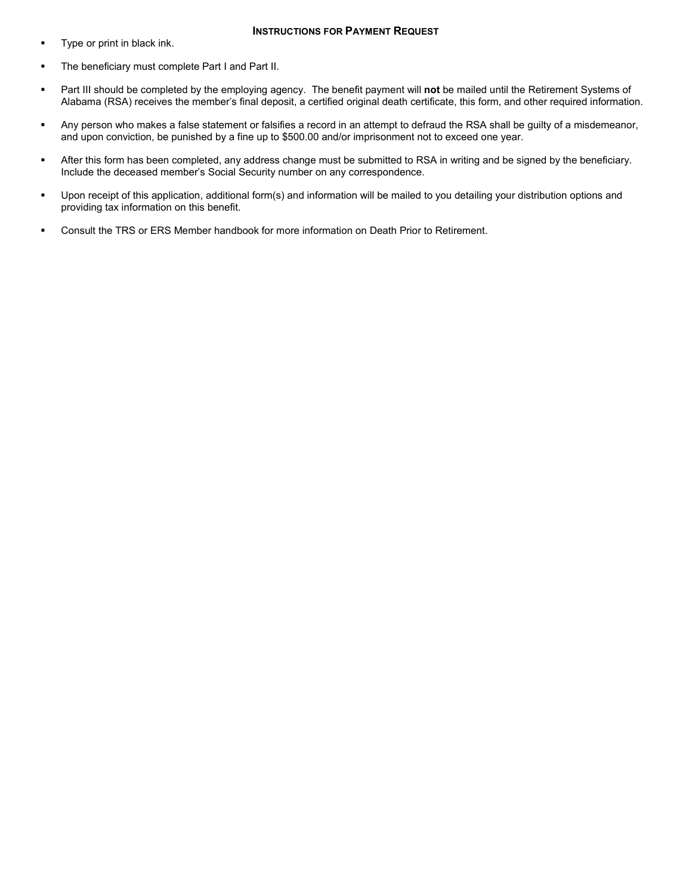## Instructions for Payment Request

- Type or print in black ink.
- The beneficiary must complete Part I and Part II.
- Part III should be completed by the employing agency. The benefit payment will **not** be mailed until the Retirement Systems of Alabama (RSA) receives the member's final deposit, a certified original death certificate, this form, and other required information.
- Any person who makes a false statement or falsifies a record in an attempt to defraud the RSA shall be guilty of a misdemeanor, and upon conviction, be punished by a fine up to $500.00 and/or imprisonment not to exceed one year.
- After this form has been completed, any address change must be submitted to RSA in writing and be signed by the beneficiary. Include the deceased member's Social Security number on any correspondence.
- Upon receipt of this application, additional form(s) and information will be mailed to you detailing your distribution options and providing tax information on this benefit.
- Consult the TRS or ERS Member handbook for more information on Death Prior to Retirement.